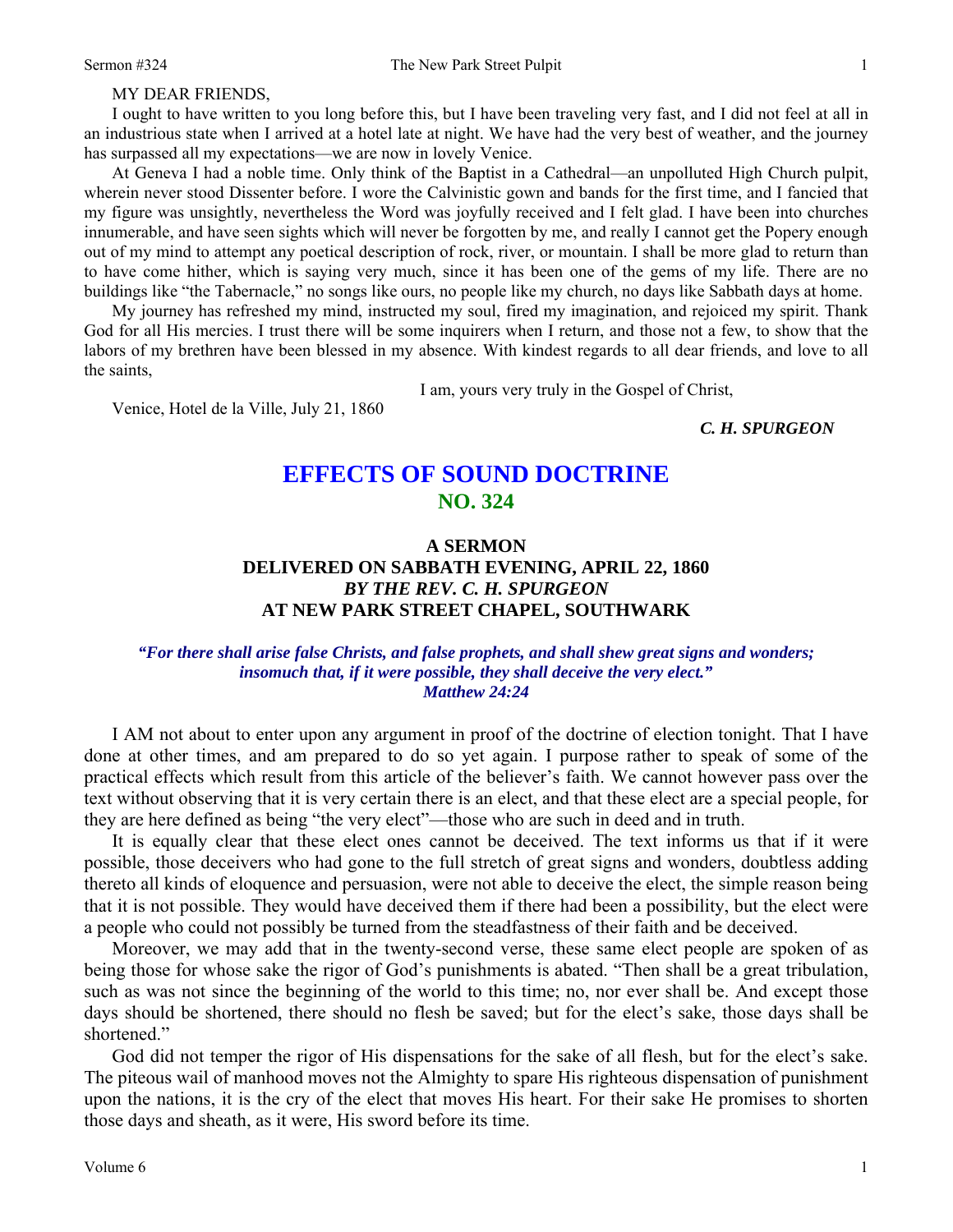MY DEAR FRIENDS,

I ought to have written to you long before this, but I have been traveling very fast, and I did not feel at all in an industrious state when I arrived at a hotel late at night. We have had the very best of weather, and the journey has surpassed all my expectations—we are now in lovely Venice.

At Geneva I had a noble time. Only think of the Baptist in a Cathedral—an unpolluted High Church pulpit, wherein never stood Dissenter before. I wore the Calvinistic gown and bands for the first time, and I fancied that my figure was unsightly, nevertheless the Word was joyfully received and I felt glad. I have been into churches innumerable, and have seen sights which will never be forgotten by me, and really I cannot get the Popery enough out of my mind to attempt any poetical description of rock, river, or mountain. I shall be more glad to return than to have come hither, which is saying very much, since it has been one of the gems of my life. There are no buildings like "the Tabernacle," no songs like ours, no people like my church, no days like Sabbath days at home.

My journey has refreshed my mind, instructed my soul, fired my imagination, and rejoiced my spirit. Thank God for all His mercies. I trust there will be some inquirers when I return, and those not a few, to show that the labors of my brethren have been blessed in my absence. With kindest regards to all dear friends, and love to all the saints,

I am, yours very truly in the Gospel of Christ,

Venice, Hotel de la Ville, July 21, 1860

***C. H. SPURGEON***

# EFFECTS OF SOUND DOCTRINE
## NO. 324

### A SERMON
### DELIVERED ON SABBATH EVENING, APRIL 22, 1860
### *BY THE REV. C. H. SPURGEON*
### AT NEW PARK STREET CHAPEL, SOUTHWARK

***"For there shall arise false Christs, and false prophets, and shall shew great signs and wonders; insomuch that, if it were possible, they shall deceive the very elect." Matthew 24:24***

I AM not about to enter upon any argument in proof of the doctrine of election tonight. That I have done at other times, and am prepared to do so yet again. I purpose rather to speak of some of the practical effects which result from this article of the believer's faith. We cannot however pass over the text without observing that it is very certain there is an elect, and that these elect are a special people, for they are here defined as being "the very elect"—those who are such in deed and in truth.

It is equally clear that these elect ones cannot be deceived. The text informs us that if it were possible, those deceivers who had gone to the full stretch of great signs and wonders, doubtless adding thereto all kinds of eloquence and persuasion, were not able to deceive the elect, the simple reason being that it is not possible. They would have deceived them if there had been a possibility, but the elect were a people who could not possibly be turned from the steadfastness of their faith and be deceived.

Moreover, we may add that in the twenty-second verse, these same elect people are spoken of as being those for whose sake the rigor of God's punishments is abated. "Then shall be a great tribulation, such as was not since the beginning of the world to this time; no, nor ever shall be. And except those days should be shortened, there should no flesh be saved; but for the elect's sake, those days shall be shortened."

God did not temper the rigor of His dispensations for the sake of all flesh, but for the elect's sake. The piteous wail of manhood moves not the Almighty to spare His righteous dispensation of punishment upon the nations, it is the cry of the elect that moves His heart. For their sake He promises to shorten those days and sheath, as it were, His sword before its time.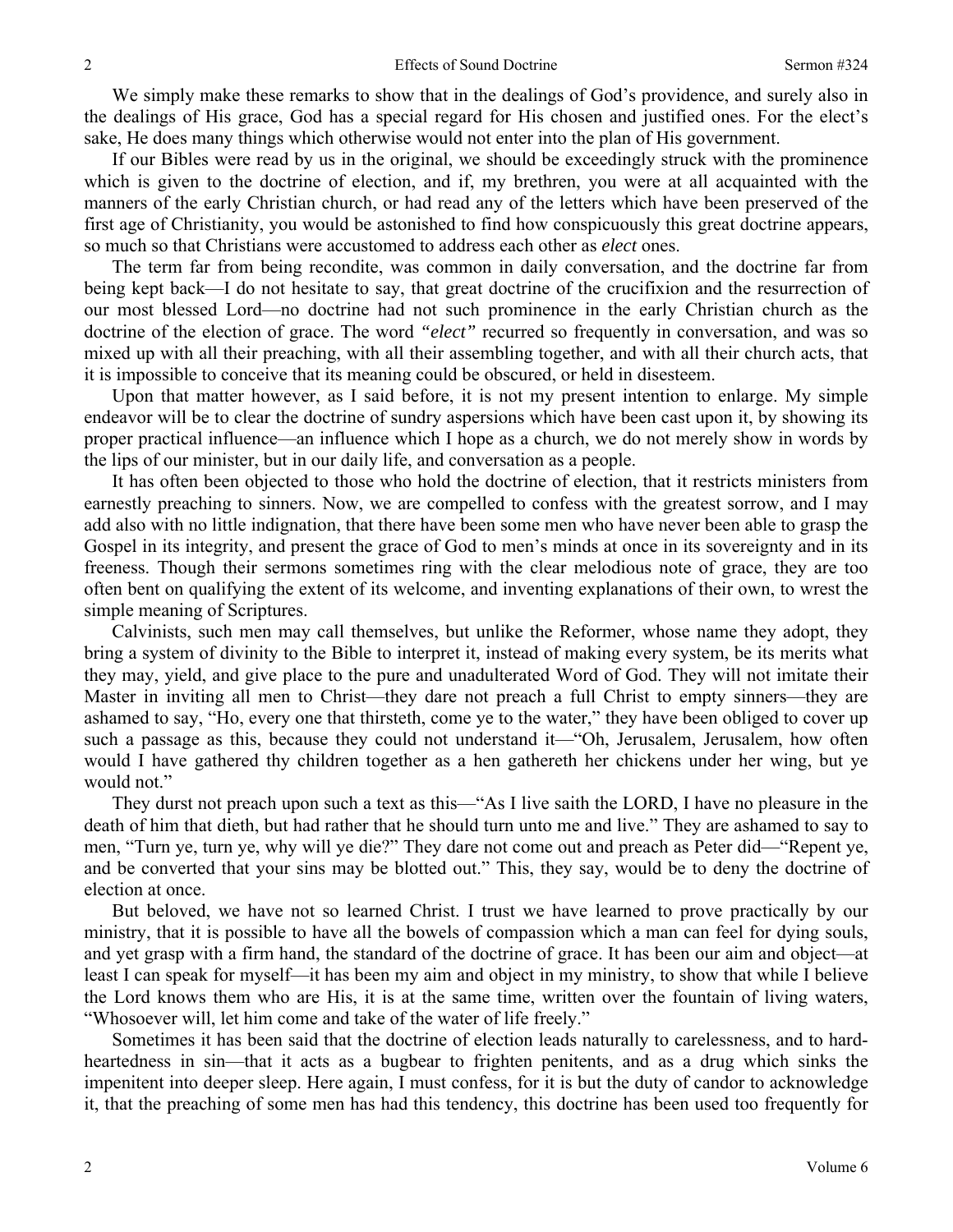We simply make these remarks to show that in the dealings of God's providence, and surely also in the dealings of His grace, God has a special regard for His chosen and justified ones. For the elect's sake, He does many things which otherwise would not enter into the plan of His government.

If our Bibles were read by us in the original, we should be exceedingly struck with the prominence which is given to the doctrine of election, and if, my brethren, you were at all acquainted with the manners of the early Christian church, or had read any of the letters which have been preserved of the first age of Christianity, you would be astonished to find how conspicuously this great doctrine appears, so much so that Christians were accustomed to address each other as *elect* ones.

The term far from being recondite, was common in daily conversation, and the doctrine far from being kept back—I do not hesitate to say, that great doctrine of the crucifixion and the resurrection of our most blessed Lord—no doctrine had not such prominence in the early Christian church as the doctrine of the election of grace. The word *"elect"* recurred so frequently in conversation, and was so mixed up with all their preaching, with all their assembling together, and with all their church acts, that it is impossible to conceive that its meaning could be obscured, or held in disesteem.

Upon that matter however, as I said before, it is not my present intention to enlarge. My simple endeavor will be to clear the doctrine of sundry aspersions which have been cast upon it, by showing its proper practical influence—an influence which I hope as a church, we do not merely show in words by the lips of our minister, but in our daily life, and conversation as a people.

It has often been objected to those who hold the doctrine of election, that it restricts ministers from earnestly preaching to sinners. Now, we are compelled to confess with the greatest sorrow, and I may add also with no little indignation, that there have been some men who have never been able to grasp the Gospel in its integrity, and present the grace of God to men's minds at once in its sovereignty and in its freeness. Though their sermons sometimes ring with the clear melodious note of grace, they are too often bent on qualifying the extent of its welcome, and inventing explanations of their own, to wrest the simple meaning of Scriptures.

Calvinists, such men may call themselves, but unlike the Reformer, whose name they adopt, they bring a system of divinity to the Bible to interpret it, instead of making every system, be its merits what they may, yield, and give place to the pure and unadulterated Word of God. They will not imitate their Master in inviting all men to Christ—they dare not preach a full Christ to empty sinners—they are ashamed to say, "Ho, every one that thirsteth, come ye to the water," they have been obliged to cover up such a passage as this, because they could not understand it—"Oh, Jerusalem, Jerusalem, how often would I have gathered thy children together as a hen gathereth her chickens under her wing, but ye would not."

They durst not preach upon such a text as this—"As I live saith the LORD, I have no pleasure in the death of him that dieth, but had rather that he should turn unto me and live." They are ashamed to say to men, "Turn ye, turn ye, why will ye die?" They dare not come out and preach as Peter did—"Repent ye, and be converted that your sins may be blotted out." This, they say, would be to deny the doctrine of election at once.

But beloved, we have not so learned Christ. I trust we have learned to prove practically by our ministry, that it is possible to have all the bowels of compassion which a man can feel for dying souls, and yet grasp with a firm hand, the standard of the doctrine of grace. It has been our aim and object—at least I can speak for myself—it has been my aim and object in my ministry, to show that while I believe the Lord knows them who are His, it is at the same time, written over the fountain of living waters, "Whosoever will, let him come and take of the water of life freely."

Sometimes it has been said that the doctrine of election leads naturally to carelessness, and to hard-heartedness in sin—that it acts as a bugbear to frighten penitents, and as a drug which sinks the impenitent into deeper sleep. Here again, I must confess, for it is but the duty of candor to acknowledge it, that the preaching of some men has had this tendency, this doctrine has been used too frequently for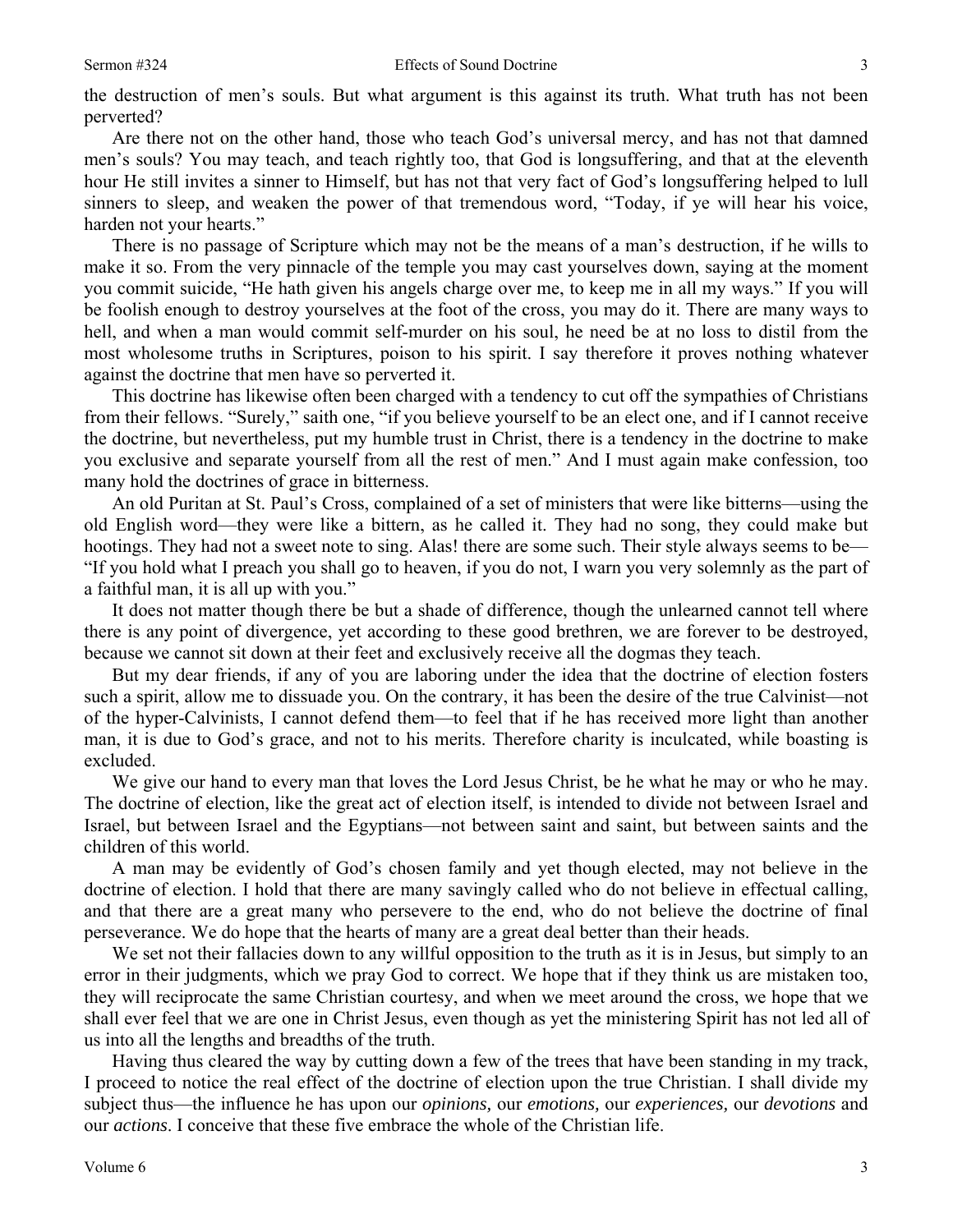the destruction of men's souls. But what argument is this against its truth. What truth has not been perverted?

Are there not on the other hand, those who teach God's universal mercy, and has not that damned men's souls? You may teach, and teach rightly too, that God is longsuffering, and that at the eleventh hour He still invites a sinner to Himself, but has not that very fact of God's longsuffering helped to lull sinners to sleep, and weaken the power of that tremendous word, "Today, if ye will hear his voice, harden not your hearts."

There is no passage of Scripture which may not be the means of a man's destruction, if he wills to make it so. From the very pinnacle of the temple you may cast yourselves down, saying at the moment you commit suicide, "He hath given his angels charge over me, to keep me in all my ways." If you will be foolish enough to destroy yourselves at the foot of the cross, you may do it. There are many ways to hell, and when a man would commit self-murder on his soul, he need be at no loss to distil from the most wholesome truths in Scriptures, poison to his spirit. I say therefore it proves nothing whatever against the doctrine that men have so perverted it.

This doctrine has likewise often been charged with a tendency to cut off the sympathies of Christians from their fellows. "Surely," saith one, "if you believe yourself to be an elect one, and if I cannot receive the doctrine, but nevertheless, put my humble trust in Christ, there is a tendency in the doctrine to make you exclusive and separate yourself from all the rest of men." And I must again make confession, too many hold the doctrines of grace in bitterness.

An old Puritan at St. Paul's Cross, complained of a set of ministers that were like bitterns—using the old English word—they were like a bittern, as he called it. They had no song, they could make but hootings. They had not a sweet note to sing. Alas! there are some such. Their style always seems to be—"If you hold what I preach you shall go to heaven, if you do not, I warn you very solemnly as the part of a faithful man, it is all up with you."

It does not matter though there be but a shade of difference, though the unlearned cannot tell where there is any point of divergence, yet according to these good brethren, we are forever to be destroyed, because we cannot sit down at their feet and exclusively receive all the dogmas they teach.

But my dear friends, if any of you are laboring under the idea that the doctrine of election fosters such a spirit, allow me to dissuade you. On the contrary, it has been the desire of the true Calvinist—not of the hyper-Calvinists, I cannot defend them—to feel that if he has received more light than another man, it is due to God's grace, and not to his merits. Therefore charity is inculcated, while boasting is excluded.

We give our hand to every man that loves the Lord Jesus Christ, be he what he may or who he may. The doctrine of election, like the great act of election itself, is intended to divide not between Israel and Israel, but between Israel and the Egyptians—not between saint and saint, but between saints and the children of this world.

A man may be evidently of God's chosen family and yet though elected, may not believe in the doctrine of election. I hold that there are many savingly called who do not believe in effectual calling, and that there are a great many who persevere to the end, who do not believe the doctrine of final perseverance. We do hope that the hearts of many are a great deal better than their heads.

We set not their fallacies down to any willful opposition to the truth as it is in Jesus, but simply to an error in their judgments, which we pray God to correct. We hope that if they think us are mistaken too, they will reciprocate the same Christian courtesy, and when we meet around the cross, we hope that we shall ever feel that we are one in Christ Jesus, even though as yet the ministering Spirit has not led all of us into all the lengths and breadths of the truth.

Having thus cleared the way by cutting down a few of the trees that have been standing in my track, I proceed to notice the real effect of the doctrine of election upon the true Christian. I shall divide my subject thus—the influence he has upon our *opinions,* our *emotions,* our *experiences,* our *devotions* and our *actions*. I conceive that these five embrace the whole of the Christian life.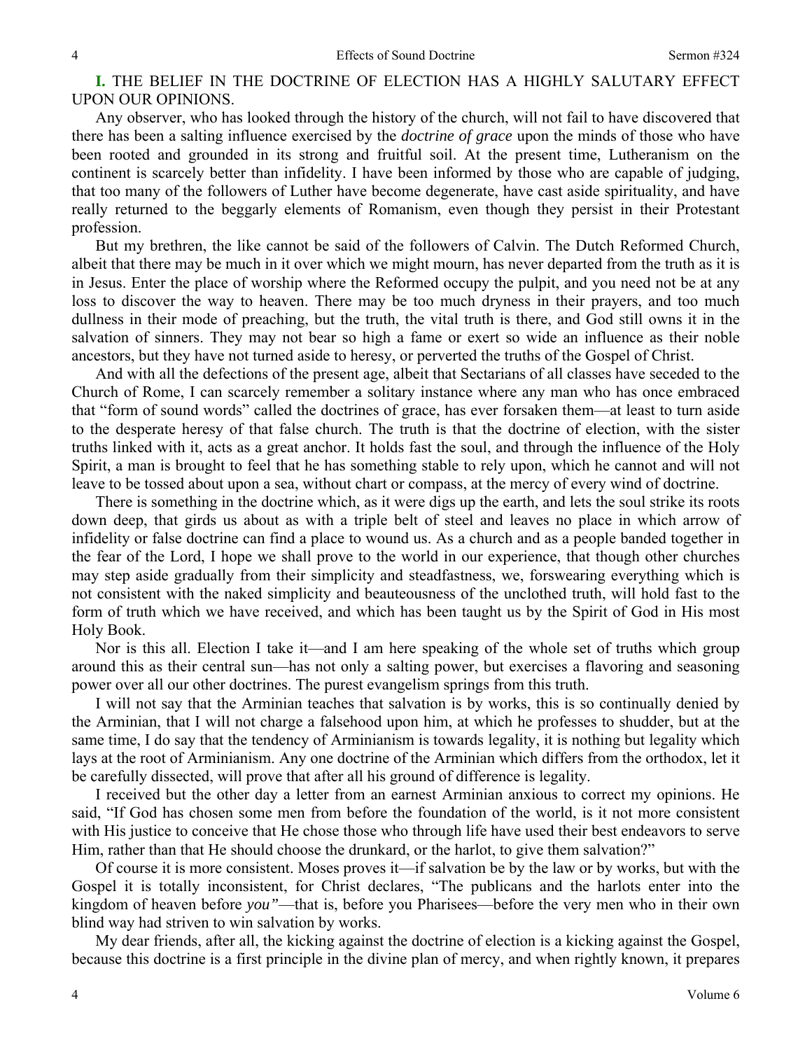**I.** THE BELIEF IN THE DOCTRINE OF ELECTION HAS A HIGHLY SALUTARY EFFECT UPON OUR OPINIONS.

Any observer, who has looked through the history of the church, will not fail to have discovered that there has been a salting influence exercised by the *doctrine of grace* upon the minds of those who have been rooted and grounded in its strong and fruitful soil. At the present time, Lutheranism on the continent is scarcely better than infidelity. I have been informed by those who are capable of judging, that too many of the followers of Luther have become degenerate, have cast aside spirituality, and have really returned to the beggarly elements of Romanism, even though they persist in their Protestant profession.

But my brethren, the like cannot be said of the followers of Calvin. The Dutch Reformed Church, albeit that there may be much in it over which we might mourn, has never departed from the truth as it is in Jesus. Enter the place of worship where the Reformed occupy the pulpit, and you need not be at any loss to discover the way to heaven. There may be too much dryness in their prayers, and too much dullness in their mode of preaching, but the truth, the vital truth is there, and God still owns it in the salvation of sinners. They may not bear so high a fame or exert so wide an influence as their noble ancestors, but they have not turned aside to heresy, or perverted the truths of the Gospel of Christ.

And with all the defections of the present age, albeit that Sectarians of all classes have seceded to the Church of Rome, I can scarcely remember a solitary instance where any man who has once embraced that "form of sound words" called the doctrines of grace, has ever forsaken them—at least to turn aside to the desperate heresy of that false church. The truth is that the doctrine of election, with the sister truths linked with it, acts as a great anchor. It holds fast the soul, and through the influence of the Holy Spirit, a man is brought to feel that he has something stable to rely upon, which he cannot and will not leave to be tossed about upon a sea, without chart or compass, at the mercy of every wind of doctrine.

There is something in the doctrine which, as it were digs up the earth, and lets the soul strike its roots down deep, that girds us about as with a triple belt of steel and leaves no place in which arrow of infidelity or false doctrine can find a place to wound us. As a church and as a people banded together in the fear of the Lord, I hope we shall prove to the world in our experience, that though other churches may step aside gradually from their simplicity and steadfastness, we, forswearing everything which is not consistent with the naked simplicity and beauteousness of the unclothed truth, will hold fast to the form of truth which we have received, and which has been taught us by the Spirit of God in His most Holy Book.

Nor is this all. Election I take it—and I am here speaking of the whole set of truths which group around this as their central sun—has not only a salting power, but exercises a flavoring and seasoning power over all our other doctrines. The purest evangelism springs from this truth.

I will not say that the Arminian teaches that salvation is by works, this is so continually denied by the Arminian, that I will not charge a falsehood upon him, at which he professes to shudder, but at the same time, I do say that the tendency of Arminianism is towards legality, it is nothing but legality which lays at the root of Arminianism. Any one doctrine of the Arminian which differs from the orthodox, let it be carefully dissected, will prove that after all his ground of difference is legality.

I received but the other day a letter from an earnest Arminian anxious to correct my opinions. He said, "If God has chosen some men from before the foundation of the world, is it not more consistent with His justice to conceive that He chose those who through life have used their best endeavors to serve Him, rather than that He should choose the drunkard, or the harlot, to give them salvation?"

Of course it is more consistent. Moses proves it—if salvation be by the law or by works, but with the Gospel it is totally inconsistent, for Christ declares, "The publicans and the harlots enter into the kingdom of heaven before *you"*—that is, before you Pharisees—before the very men who in their own blind way had striven to win salvation by works.

My dear friends, after all, the kicking against the doctrine of election is a kicking against the Gospel, because this doctrine is a first principle in the divine plan of mercy, and when rightly known, it prepares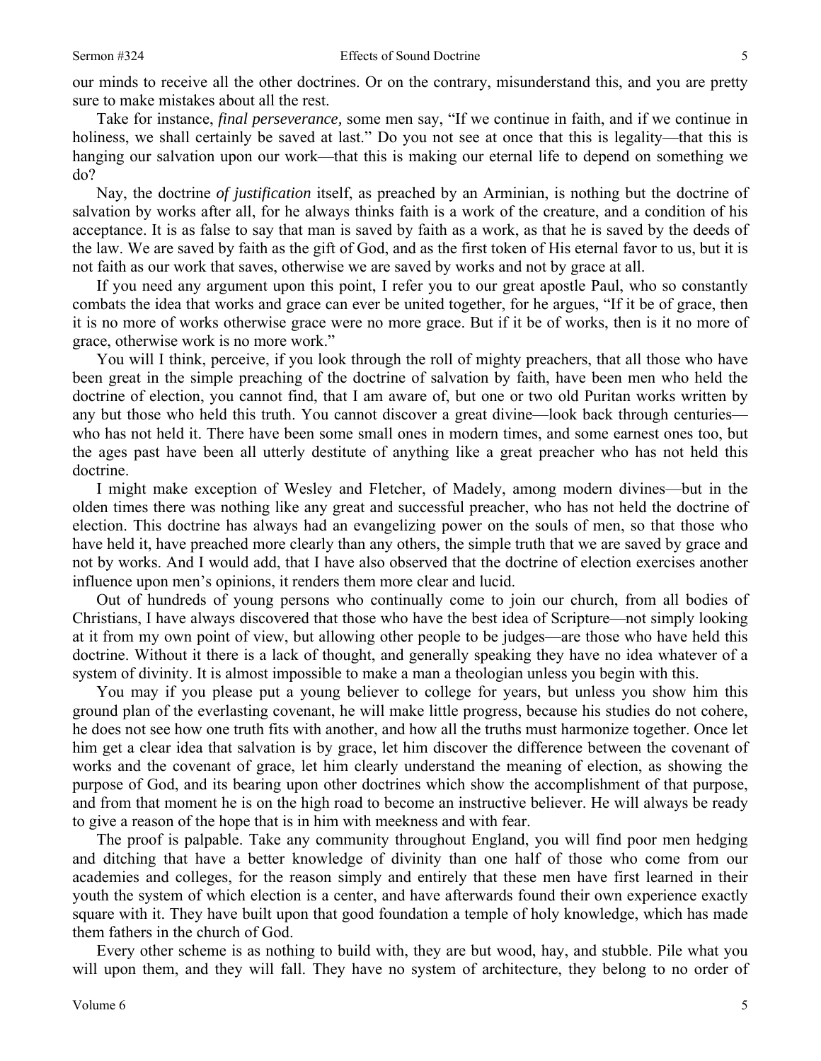our minds to receive all the other doctrines. Or on the contrary, misunderstand this, and you are pretty sure to make mistakes about all the rest.

Take for instance, *final perseverance,* some men say, "If we continue in faith, and if we continue in holiness, we shall certainly be saved at last." Do you not see at once that this is legality—that this is hanging our salvation upon our work—that this is making our eternal life to depend on something we do?

Nay, the doctrine *of justification* itself, as preached by an Arminian, is nothing but the doctrine of salvation by works after all, for he always thinks faith is a work of the creature, and a condition of his acceptance. It is as false to say that man is saved by faith as a work, as that he is saved by the deeds of the law. We are saved by faith as the gift of God, and as the first token of His eternal favor to us, but it is not faith as our work that saves, otherwise we are saved by works and not by grace at all.

If you need any argument upon this point, I refer you to our great apostle Paul, who so constantly combats the idea that works and grace can ever be united together, for he argues, "If it be of grace, then it is no more of works otherwise grace were no more grace. But if it be of works, then is it no more of grace, otherwise work is no more work."

You will I think, perceive, if you look through the roll of mighty preachers, that all those who have been great in the simple preaching of the doctrine of salvation by faith, have been men who held the doctrine of election, you cannot find, that I am aware of, but one or two old Puritan works written by any but those who held this truth. You cannot discover a great divine—look back through centuries—who has not held it. There have been some small ones in modern times, and some earnest ones too, but the ages past have been all utterly destitute of anything like a great preacher who has not held this doctrine.

I might make exception of Wesley and Fletcher, of Madely, among modern divines—but in the olden times there was nothing like any great and successful preacher, who has not held the doctrine of election. This doctrine has always had an evangelizing power on the souls of men, so that those who have held it, have preached more clearly than any others, the simple truth that we are saved by grace and not by works. And I would add, that I have also observed that the doctrine of election exercises another influence upon men's opinions, it renders them more clear and lucid.

Out of hundreds of young persons who continually come to join our church, from all bodies of Christians, I have always discovered that those who have the best idea of Scripture—not simply looking at it from my own point of view, but allowing other people to be judges—are those who have held this doctrine. Without it there is a lack of thought, and generally speaking they have no idea whatever of a system of divinity. It is almost impossible to make a man a theologian unless you begin with this.

You may if you please put a young believer to college for years, but unless you show him this ground plan of the everlasting covenant, he will make little progress, because his studies do not cohere, he does not see how one truth fits with another, and how all the truths must harmonize together. Once let him get a clear idea that salvation is by grace, let him discover the difference between the covenant of works and the covenant of grace, let him clearly understand the meaning of election, as showing the purpose of God, and its bearing upon other doctrines which show the accomplishment of that purpose, and from that moment he is on the high road to become an instructive believer. He will always be ready to give a reason of the hope that is in him with meekness and with fear.

The proof is palpable. Take any community throughout England, you will find poor men hedging and ditching that have a better knowledge of divinity than one half of those who come from our academies and colleges, for the reason simply and entirely that these men have first learned in their youth the system of which election is a center, and have afterwards found their own experience exactly square with it. They have built upon that good foundation a temple of holy knowledge, which has made them fathers in the church of God.

Every other scheme is as nothing to build with, they are but wood, hay, and stubble. Pile what you will upon them, and they will fall. They have no system of architecture, they belong to no order of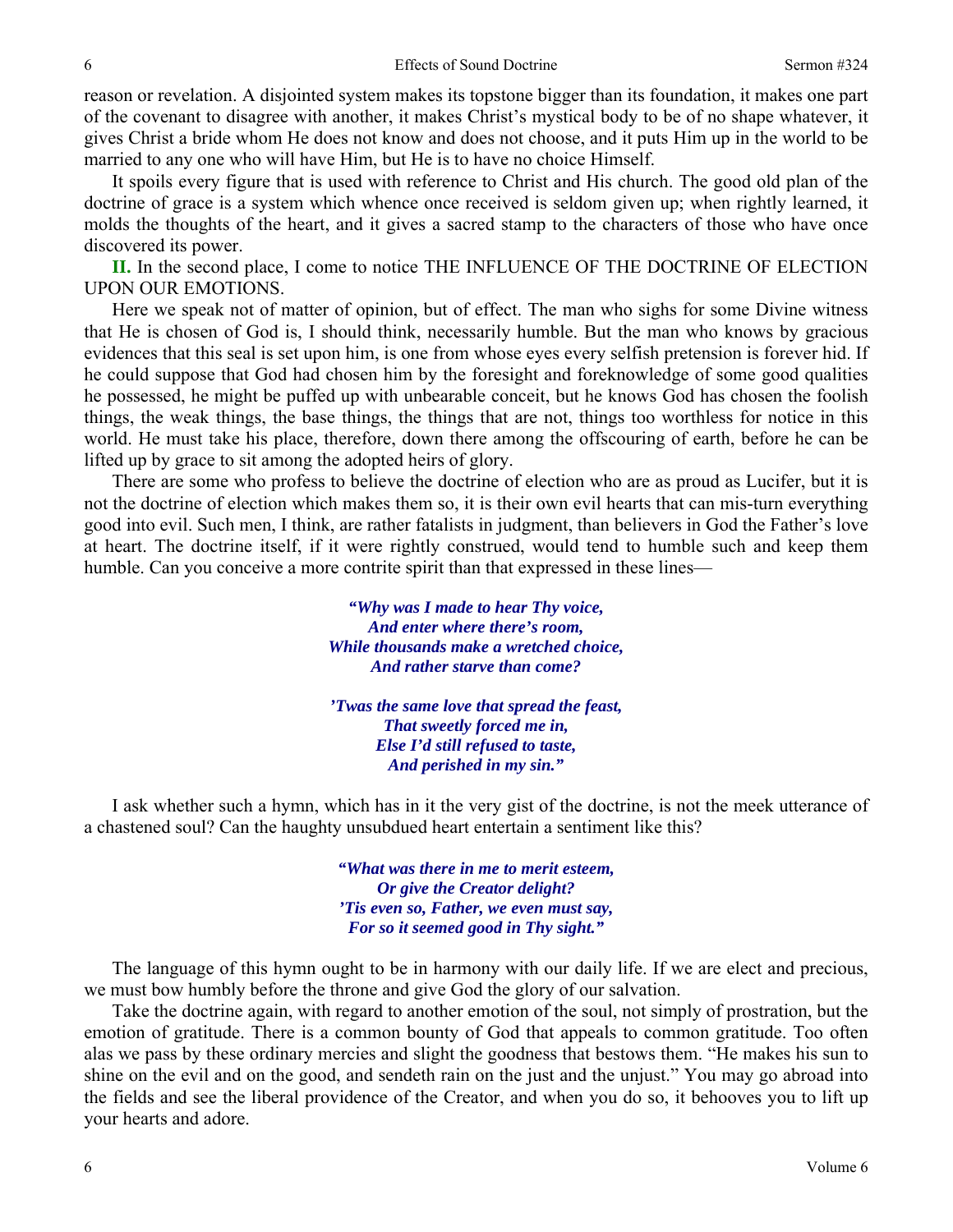reason or revelation. A disjointed system makes its topstone bigger than its foundation, it makes one part of the covenant to disagree with another, it makes Christ's mystical body to be of no shape whatever, it gives Christ a bride whom He does not know and does not choose, and it puts Him up in the world to be married to any one who will have Him, but He is to have no choice Himself.

It spoils every figure that is used with reference to Christ and His church. The good old plan of the doctrine of grace is a system which whence once received is seldom given up; when rightly learned, it molds the thoughts of the heart, and it gives a sacred stamp to the characters of those who have once discovered its power.

**II.** In the second place, I come to notice THE INFLUENCE OF THE DOCTRINE OF ELECTION UPON OUR EMOTIONS.

Here we speak not of matter of opinion, but of effect. The man who sighs for some Divine witness that He is chosen of God is, I should think, necessarily humble. But the man who knows by gracious evidences that this seal is set upon him, is one from whose eyes every selfish pretension is forever hid. If he could suppose that God had chosen him by the foresight and foreknowledge of some good qualities he possessed, he might be puffed up with unbearable conceit, but he knows God has chosen the foolish things, the weak things, the base things, the things that are not, things too worthless for notice in this world. He must take his place, therefore, down there among the offscouring of earth, before he can be lifted up by grace to sit among the adopted heirs of glory.

There are some who profess to believe the doctrine of election who are as proud as Lucifer, but it is not the doctrine of election which makes them so, it is their own evil hearts that can mis-turn everything good into evil. Such men, I think, are rather fatalists in judgment, than believers in God the Father's love at heart. The doctrine itself, if it were rightly construed, would tend to humble such and keep them humble. Can you conceive a more contrite spirit than that expressed in these lines—

> ***"Why was I made to hear Thy voice,***
> ***And enter where there's room,***
> ***While thousands make a wretched choice,***
> ***And rather starve than come?***
>
> ***'Twas the same love that spread the feast,***
> ***That sweetly forced me in,***
> ***Else I'd still refused to taste,***
> ***And perished in my sin."***

I ask whether such a hymn, which has in it the very gist of the doctrine, is not the meek utterance of a chastened soul? Can the haughty unsubdued heart entertain a sentiment like this?

> ***"What was there in me to merit esteem,***
> ***Or give the Creator delight?***
> ***'Tis even so, Father, we even must say,***
> ***For so it seemed good in Thy sight."***

The language of this hymn ought to be in harmony with our daily life. If we are elect and precious, we must bow humbly before the throne and give God the glory of our salvation.

Take the doctrine again, with regard to another emotion of the soul, not simply of prostration, but the emotion of gratitude. There is a common bounty of God that appeals to common gratitude. Too often alas we pass by these ordinary mercies and slight the goodness that bestows them. "He makes his sun to shine on the evil and on the good, and sendeth rain on the just and the unjust." You may go abroad into the fields and see the liberal providence of the Creator, and when you do so, it behooves you to lift up your hearts and adore.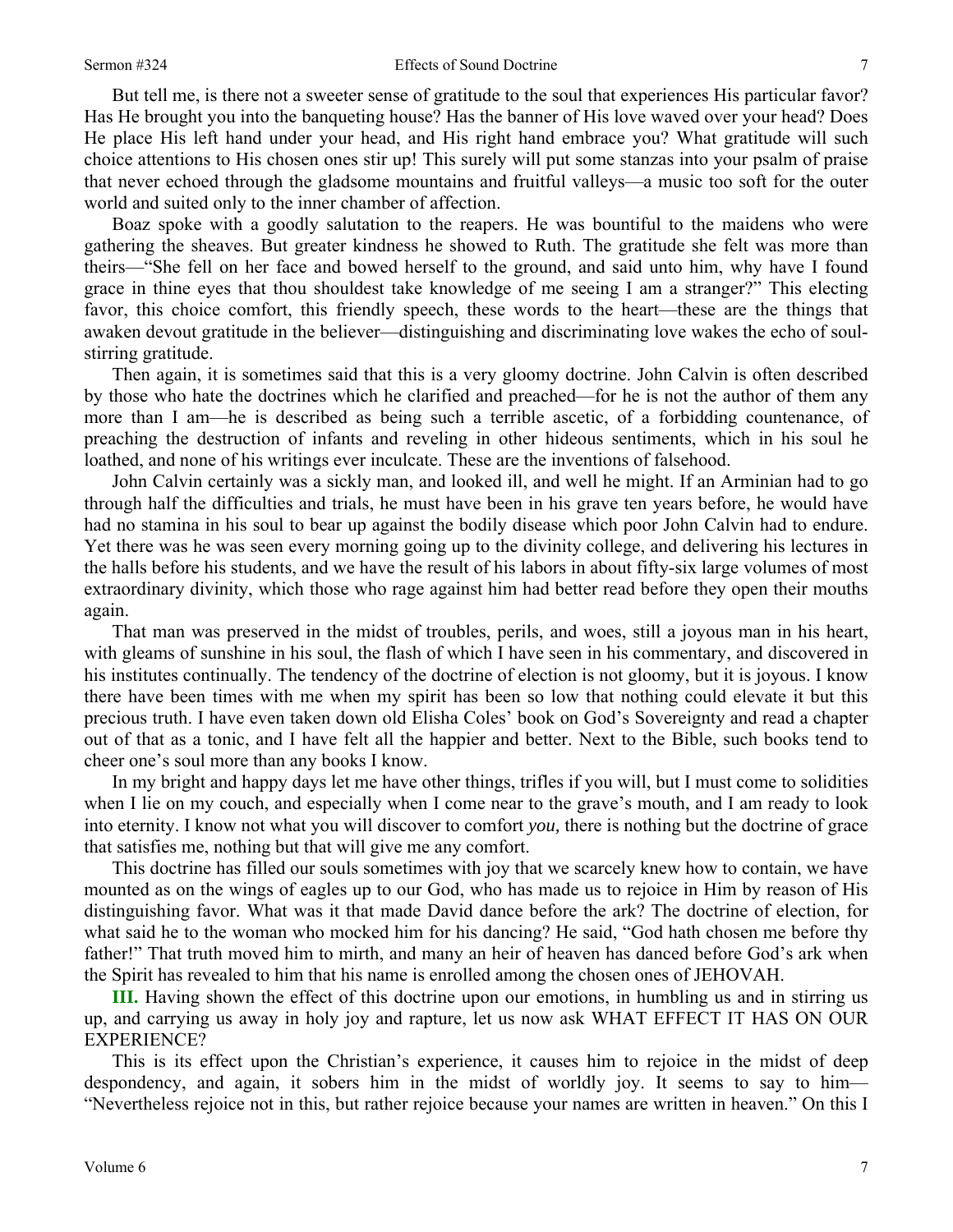But tell me, is there not a sweeter sense of gratitude to the soul that experiences His particular favor? Has He brought you into the banqueting house? Has the banner of His love waved over your head? Does He place His left hand under your head, and His right hand embrace you? What gratitude will such choice attentions to His chosen ones stir up! This surely will put some stanzas into your psalm of praise that never echoed through the gladsome mountains and fruitful valleys—a music too soft for the outer world and suited only to the inner chamber of affection.

Boaz spoke with a goodly salutation to the reapers. He was bountiful to the maidens who were gathering the sheaves. But greater kindness he showed to Ruth. The gratitude she felt was more than theirs—"She fell on her face and bowed herself to the ground, and said unto him, why have I found grace in thine eyes that thou shouldest take knowledge of me seeing I am a stranger?" This electing favor, this choice comfort, this friendly speech, these words to the heart—these are the things that awaken devout gratitude in the believer—distinguishing and discriminating love wakes the echo of soul-stirring gratitude.

Then again, it is sometimes said that this is a very gloomy doctrine. John Calvin is often described by those who hate the doctrines which he clarified and preached—for he is not the author of them any more than I am—he is described as being such a terrible ascetic, of a forbidding countenance, of preaching the destruction of infants and reveling in other hideous sentiments, which in his soul he loathed, and none of his writings ever inculcate. These are the inventions of falsehood.

John Calvin certainly was a sickly man, and looked ill, and well he might. If an Arminian had to go through half the difficulties and trials, he must have been in his grave ten years before, he would have had no stamina in his soul to bear up against the bodily disease which poor John Calvin had to endure. Yet there was he was seen every morning going up to the divinity college, and delivering his lectures in the halls before his students, and we have the result of his labors in about fifty-six large volumes of most extraordinary divinity, which those who rage against him had better read before they open their mouths again.

That man was preserved in the midst of troubles, perils, and woes, still a joyous man in his heart, with gleams of sunshine in his soul, the flash of which I have seen in his commentary, and discovered in his institutes continually. The tendency of the doctrine of election is not gloomy, but it is joyous. I know there have been times with me when my spirit has been so low that nothing could elevate it but this precious truth. I have even taken down old Elisha Coles' book on God's Sovereignty and read a chapter out of that as a tonic, and I have felt all the happier and better. Next to the Bible, such books tend to cheer one's soul more than any books I know.

In my bright and happy days let me have other things, trifles if you will, but I must come to solidities when I lie on my couch, and especially when I come near to the grave's mouth, and I am ready to look into eternity. I know not what you will discover to comfort *you,* there is nothing but the doctrine of grace that satisfies me, nothing but that will give me any comfort.

This doctrine has filled our souls sometimes with joy that we scarcely knew how to contain, we have mounted as on the wings of eagles up to our God, who has made us to rejoice in Him by reason of His distinguishing favor. What was it that made David dance before the ark? The doctrine of election, for what said he to the woman who mocked him for his dancing? He said, "God hath chosen me before thy father!" That truth moved him to mirth, and many an heir of heaven has danced before God's ark when the Spirit has revealed to him that his name is enrolled among the chosen ones of JEHOVAH.

**III.** Having shown the effect of this doctrine upon our emotions, in humbling us and in stirring us up, and carrying us away in holy joy and rapture, let us now ask WHAT EFFECT IT HAS ON OUR EXPERIENCE?

This is its effect upon the Christian's experience, it causes him to rejoice in the midst of deep despondency, and again, it sobers him in the midst of worldly joy. It seems to say to him—"Nevertheless rejoice not in this, but rather rejoice because your names are written in heaven." On this I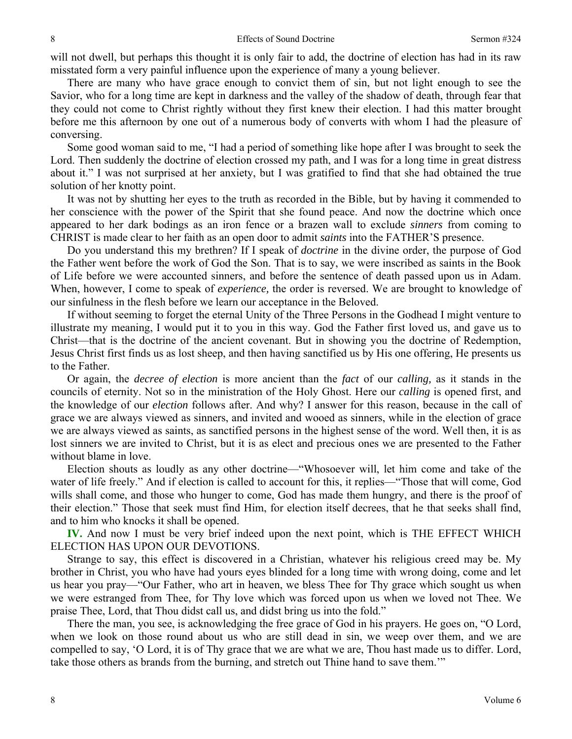will not dwell, but perhaps this thought it is only fair to add, the doctrine of election has had in its raw misstated form a very painful influence upon the experience of many a young believer.

There are many who have grace enough to convict them of sin, but not light enough to see the Savior, who for a long time are kept in darkness and the valley of the shadow of death, through fear that they could not come to Christ rightly without they first knew their election. I had this matter brought before me this afternoon by one out of a numerous body of converts with whom I had the pleasure of conversing.

Some good woman said to me, "I had a period of something like hope after I was brought to seek the Lord. Then suddenly the doctrine of election crossed my path, and I was for a long time in great distress about it." I was not surprised at her anxiety, but I was gratified to find that she had obtained the true solution of her knotty point.

It was not by shutting her eyes to the truth as recorded in the Bible, but by having it commended to her conscience with the power of the Spirit that she found peace. And now the doctrine which once appeared to her dark bodings as an iron fence or a brazen wall to exclude *sinners* from coming to CHRIST is made clear to her faith as an open door to admit *saints* into the FATHER'S presence.

Do you understand this my brethren? If I speak of *doctrine* in the divine order, the purpose of God the Father went before the work of God the Son. That is to say, we were inscribed as saints in the Book of Life before we were accounted sinners, and before the sentence of death passed upon us in Adam. When, however, I come to speak of *experience,* the order is reversed. We are brought to knowledge of our sinfulness in the flesh before we learn our acceptance in the Beloved.

If without seeming to forget the eternal Unity of the Three Persons in the Godhead I might venture to illustrate my meaning, I would put it to you in this way. God the Father first loved us, and gave us to Christ—that is the doctrine of the ancient covenant. But in showing you the doctrine of Redemption, Jesus Christ first finds us as lost sheep, and then having sanctified us by His one offering, He presents us to the Father.

Or again, the *decree of election* is more ancient than the *fact* of our *calling,* as it stands in the councils of eternity. Not so in the ministration of the Holy Ghost. Here our *calling* is opened first, and the knowledge of our *election* follows after. And why? I answer for this reason, because in the call of grace we are always viewed as sinners, and invited and wooed as sinners, while in the election of grace we are always viewed as saints, as sanctified persons in the highest sense of the word. Well then, it is as lost sinners we are invited to Christ, but it is as elect and precious ones we are presented to the Father without blame in love.

Election shouts as loudly as any other doctrine—"Whosoever will, let him come and take of the water of life freely." And if election is called to account for this, it replies—"Those that will come, God wills shall come, and those who hunger to come, God has made them hungry, and there is the proof of their election." Those that seek must find Him, for election itself decrees, that he that seeks shall find, and to him who knocks it shall be opened.

**IV.** And now I must be very brief indeed upon the next point, which is THE EFFECT WHICH ELECTION HAS UPON OUR DEVOTIONS.

Strange to say, this effect is discovered in a Christian, whatever his religious creed may be. My brother in Christ, you who have had yours eyes blinded for a long time with wrong doing, come and let us hear you pray—"Our Father, who art in heaven, we bless Thee for Thy grace which sought us when we were estranged from Thee, for Thy love which was forced upon us when we loved not Thee. We praise Thee, Lord, that Thou didst call us, and didst bring us into the fold."

There the man, you see, is acknowledging the free grace of God in his prayers. He goes on, "O Lord, when we look on those round about us who are still dead in sin, we weep over them, and we are compelled to say, 'O Lord, it is of Thy grace that we are what we are, Thou hast made us to differ. Lord, take those others as brands from the burning, and stretch out Thine hand to save them.'"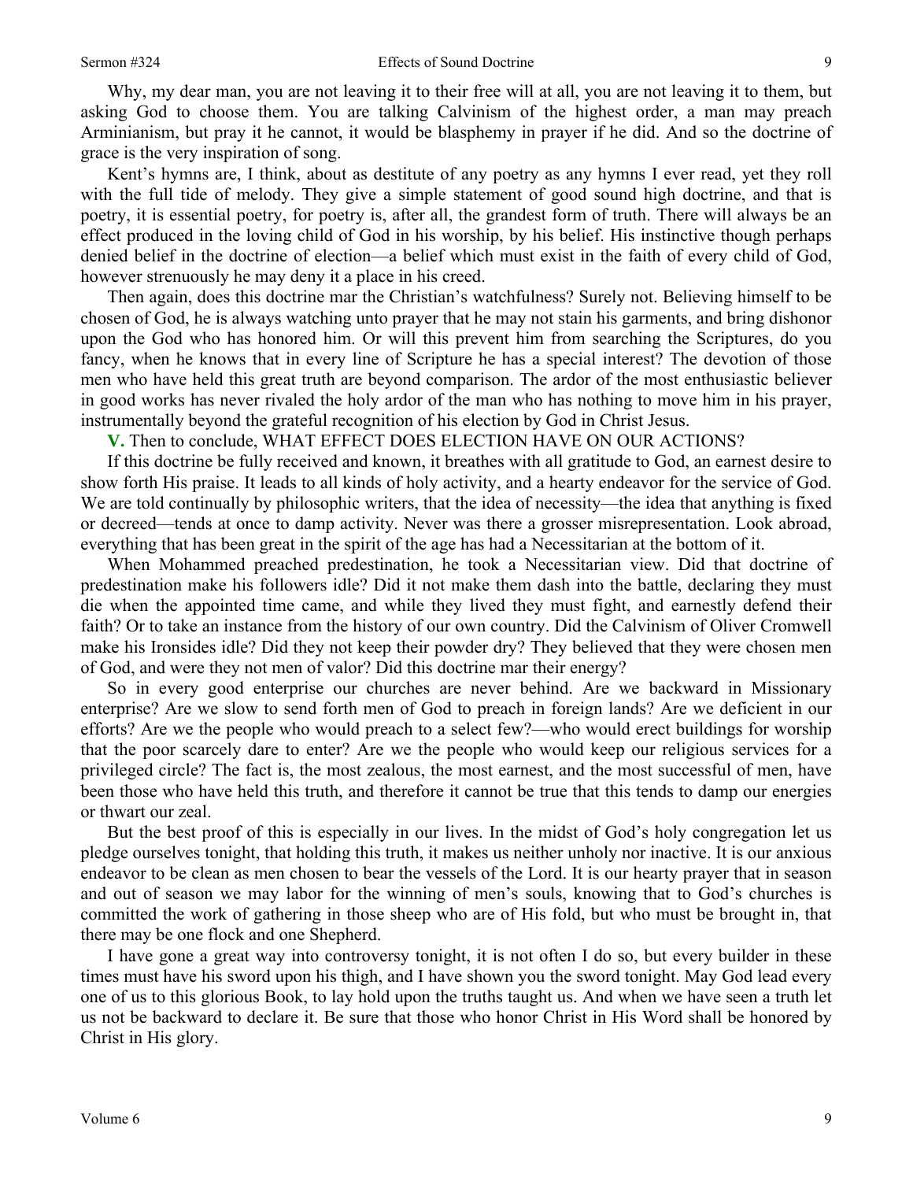Why, my dear man, you are not leaving it to their free will at all, you are not leaving it to them, but asking God to choose them. You are talking Calvinism of the highest order, a man may preach Arminianism, but pray it he cannot, it would be blasphemy in prayer if he did. And so the doctrine of grace is the very inspiration of song.

Kent's hymns are, I think, about as destitute of any poetry as any hymns I ever read, yet they roll with the full tide of melody. They give a simple statement of good sound high doctrine, and that is poetry, it is essential poetry, for poetry is, after all, the grandest form of truth. There will always be an effect produced in the loving child of God in his worship, by his belief. His instinctive though perhaps denied belief in the doctrine of election—a belief which must exist in the faith of every child of God, however strenuously he may deny it a place in his creed.

Then again, does this doctrine mar the Christian's watchfulness? Surely not. Believing himself to be chosen of God, he is always watching unto prayer that he may not stain his garments, and bring dishonor upon the God who has honored him. Or will this prevent him from searching the Scriptures, do you fancy, when he knows that in every line of Scripture he has a special interest? The devotion of those men who have held this great truth are beyond comparison. The ardor of the most enthusiastic believer in good works has never rivaled the holy ardor of the man who has nothing to move him in his prayer, instrumentally beyond the grateful recognition of his election by God in Christ Jesus.

**V.** Then to conclude, WHAT EFFECT DOES ELECTION HAVE ON OUR ACTIONS?

If this doctrine be fully received and known, it breathes with all gratitude to God, an earnest desire to show forth His praise. It leads to all kinds of holy activity, and a hearty endeavor for the service of God. We are told continually by philosophic writers, that the idea of necessity—the idea that anything is fixed or decreed—tends at once to damp activity. Never was there a grosser misrepresentation. Look abroad, everything that has been great in the spirit of the age has had a Necessitarian at the bottom of it.

When Mohammed preached predestination, he took a Necessitarian view. Did that doctrine of predestination make his followers idle? Did it not make them dash into the battle, declaring they must die when the appointed time came, and while they lived they must fight, and earnestly defend their faith? Or to take an instance from the history of our own country. Did the Calvinism of Oliver Cromwell make his Ironsides idle? Did they not keep their powder dry? They believed that they were chosen men of God, and were they not men of valor? Did this doctrine mar their energy?

So in every good enterprise our churches are never behind. Are we backward in Missionary enterprise? Are we slow to send forth men of God to preach in foreign lands? Are we deficient in our efforts? Are we the people who would preach to a select few?—who would erect buildings for worship that the poor scarcely dare to enter? Are we the people who would keep our religious services for a privileged circle? The fact is, the most zealous, the most earnest, and the most successful of men, have been those who have held this truth, and therefore it cannot be true that this tends to damp our energies or thwart our zeal.

But the best proof of this is especially in our lives. In the midst of God's holy congregation let us pledge ourselves tonight, that holding this truth, it makes us neither unholy nor inactive. It is our anxious endeavor to be clean as men chosen to bear the vessels of the Lord. It is our hearty prayer that in season and out of season we may labor for the winning of men's souls, knowing that to God's churches is committed the work of gathering in those sheep who are of His fold, but who must be brought in, that there may be one flock and one Shepherd.

I have gone a great way into controversy tonight, it is not often I do so, but every builder in these times must have his sword upon his thigh, and I have shown you the sword tonight. May God lead every one of us to this glorious Book, to lay hold upon the truths taught us. And when we have seen a truth let us not be backward to declare it. Be sure that those who honor Christ in His Word shall be honored by Christ in His glory.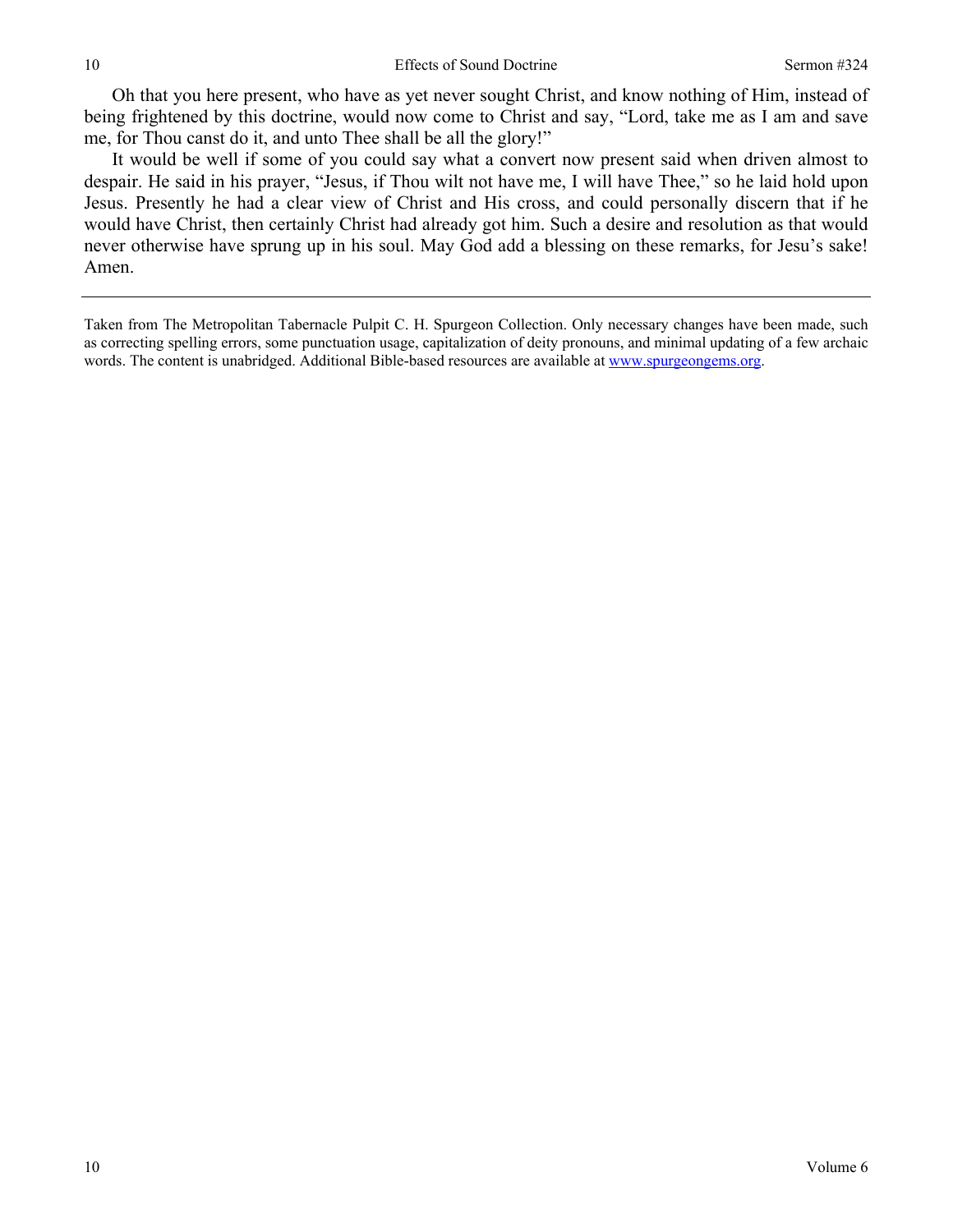Oh that you here present, who have as yet never sought Christ, and know nothing of Him, instead of being frightened by this doctrine, would now come to Christ and say, "Lord, take me as I am and save me, for Thou canst do it, and unto Thee shall be all the glory!"

It would be well if some of you could say what a convert now present said when driven almost to despair. He said in his prayer, "Jesus, if Thou wilt not have me, I will have Thee," so he laid hold upon Jesus. Presently he had a clear view of Christ and His cross, and could personally discern that if he would have Christ, then certainly Christ had already got him. Such a desire and resolution as that would never otherwise have sprung up in his soul. May God add a blessing on these remarks, for Jesu's sake! Amen.

---

Taken from The Metropolitan Tabernacle Pulpit C. H. Spurgeon Collection. Only necessary changes have been made, such as correcting spelling errors, some punctuation usage, capitalization of deity pronouns, and minimal updating of a few archaic words. The content is unabridged. Additional Bible-based resources are available at www.spurgeongems.org.